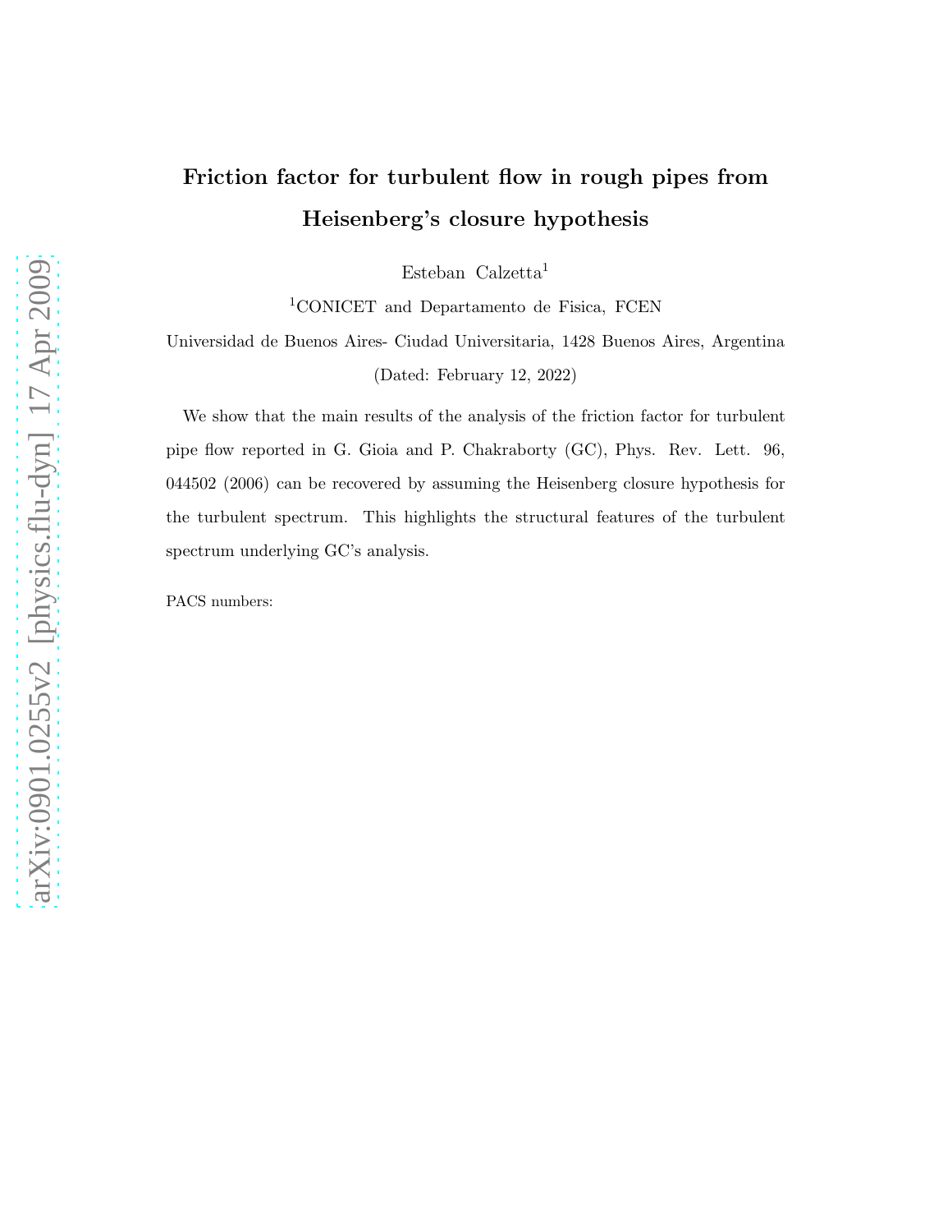# Friction factor for turbulent flow in rough pipes from Heisenberg's closure hypothesis

Esteban Calzetta[1]

[1]CONICET and Departamento de Fisica, FCEN

Universidad de Buenos Aires- Ciudad Universitaria, 1428 Buenos Aires, Argentina

(Dated: February 12, 2022)

We show that the main results of the analysis of the friction factor for turbulent pipe flow reported in G. Gioia and P. Chakraborty (GC), Phys. Rev. Lett. 96, 044502 (2006) can be recovered by assuming the Heisenberg closure hypothesis for the turbulent spectrum. This highlights the structural features of the turbulent spectrum underlying GC's analysis.

PACS numbers: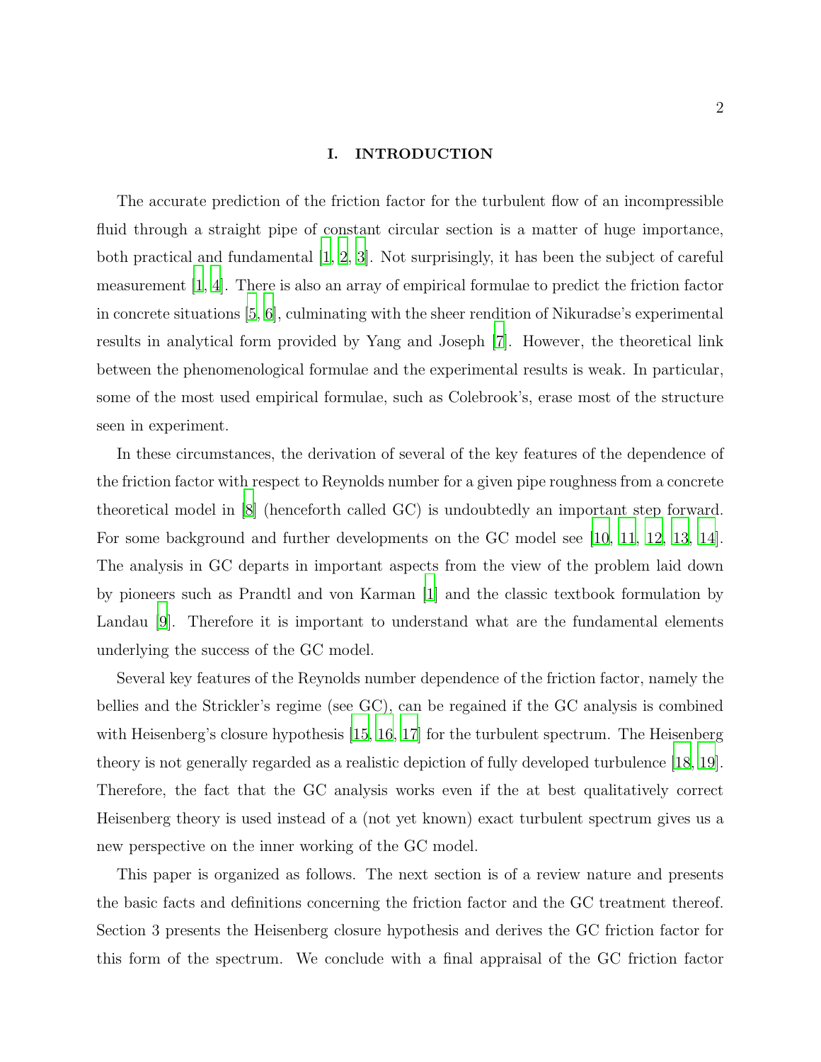## I. INTRODUCTION

The accurate prediction of the friction factor for the turbulent flow of an incompressible fluid through a straight pipe of constant circular section is a matter of huge importance, both practical and fundamental [1, 2, 3]. Not surprisingly, it has been the subject of careful measurement [1, 4]. There is also an array of empirical formulae to predict the friction factor in concrete situations [5, 6], culminating with the sheer rendition of Nikuradse's experimental results in analytical form provided by Yang and Joseph [7]. However, the theoretical link between the phenomenological formulae and the experimental results is weak. In particular, some of the most used empirical formulae, such as Colebrook's, erase most of the structure seen in experiment.

In these circumstances, the derivation of several of the key features of the dependence of the friction factor with respect to Reynolds number for a given pipe roughness from a concrete theoretical model in [8] (henceforth called GC) is undoubtedly an important step forward. For some background and further developments on the GC model see [10, 11, 12, 13, 14]. The analysis in GC departs in important aspects from the view of the problem laid down by pioneers such as Prandtl and von Karman [1] and the classic textbook formulation by Landau [9]. Therefore it is important to understand what are the fundamental elements underlying the success of the GC model.

Several key features of the Reynolds number dependence of the friction factor, namely the bellies and the Strickler's regime (see GC), can be regained if the GC analysis is combined with Heisenberg's closure hypothesis [15, 16, 17] for the turbulent spectrum. The Heisenberg theory is not generally regarded as a realistic depiction of fully developed turbulence [18, 19]. Therefore, the fact that the GC analysis works even if the at best qualitatively correct Heisenberg theory is used instead of a (not yet known) exact turbulent spectrum gives us a new perspective on the inner working of the GC model.

This paper is organized as follows. The next section is of a review nature and presents the basic facts and definitions concerning the friction factor and the GC treatment thereof. Section 3 presents the Heisenberg closure hypothesis and derives the GC friction factor for this form of the spectrum. We conclude with a final appraisal of the GC friction factor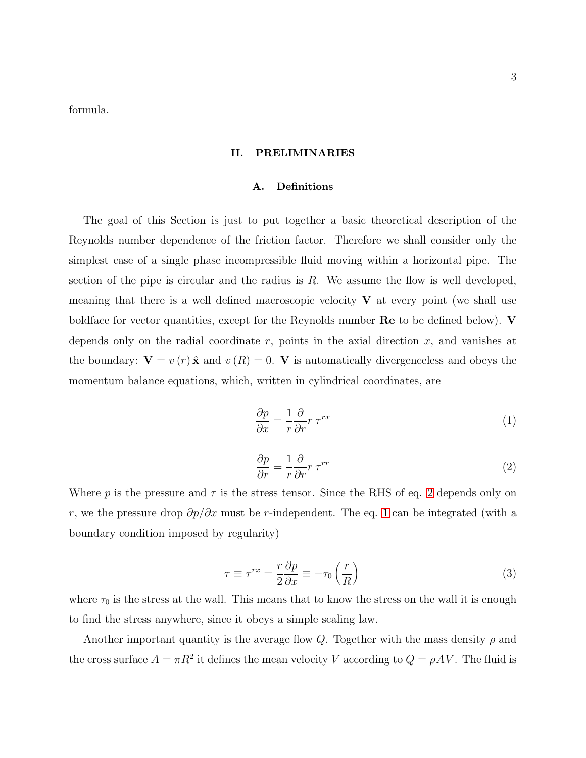formula.

## II. PRELIMINARIES

### A. Definitions

The goal of this Section is just to put together a basic theoretical description of the Reynolds number dependence of the friction factor. Therefore we shall consider only the simplest case of a single phase incompressible fluid moving within a horizontal pipe. The section of the pipe is circular and the radius is $R$. We assume the flow is well developed, meaning that there is a well defined macroscopic velocity $\mathbf{V}$ at every point (we shall use boldface for vector quantities, except for the Reynolds number **Re** to be defined below). $\mathbf{V}$ depends only on the radial coordinate $r$, points in the axial direction $x$, and vanishes at the boundary: $\mathbf{V} = v(r)\,\hat{\mathbf{x}}$ and $v(R) = 0$. $\mathbf{V}$ is automatically divergenceless and obeys the momentum balance equations, which, written in cylindrical coordinates, are

$$\frac{\partial p}{\partial x} = \frac{1}{r}\frac{\partial}{\partial r} r\, \tau^{rx} \tag{1}$$

$$\frac{\partial p}{\partial r} = \frac{1}{r}\frac{\partial}{\partial r} r\, \tau^{rr} \tag{2}$$

Where $p$ is the pressure and $\tau$ is the stress tensor. Since the RHS of eq. 2 depends only on $r$, we the pressure drop $\partial p / \partial x$ must be $r$-independent. The eq. 1 can be integrated (with a boundary condition imposed by regularity)

$$\tau \equiv \tau^{rx} = \frac{r}{2}\frac{\partial p}{\partial x} \equiv -\tau_0 \left(\frac{r}{R}\right) \tag{3}$$

where $\tau_0$ is the stress at the wall. This means that to know the stress on the wall it is enough to find the stress anywhere, since it obeys a simple scaling law.

Another important quantity is the average flow $Q$. Together with the mass density $\rho$ and the cross surface $A = \pi R^2$ it defines the mean velocity $V$ according to $Q = \rho A V$. The fluid is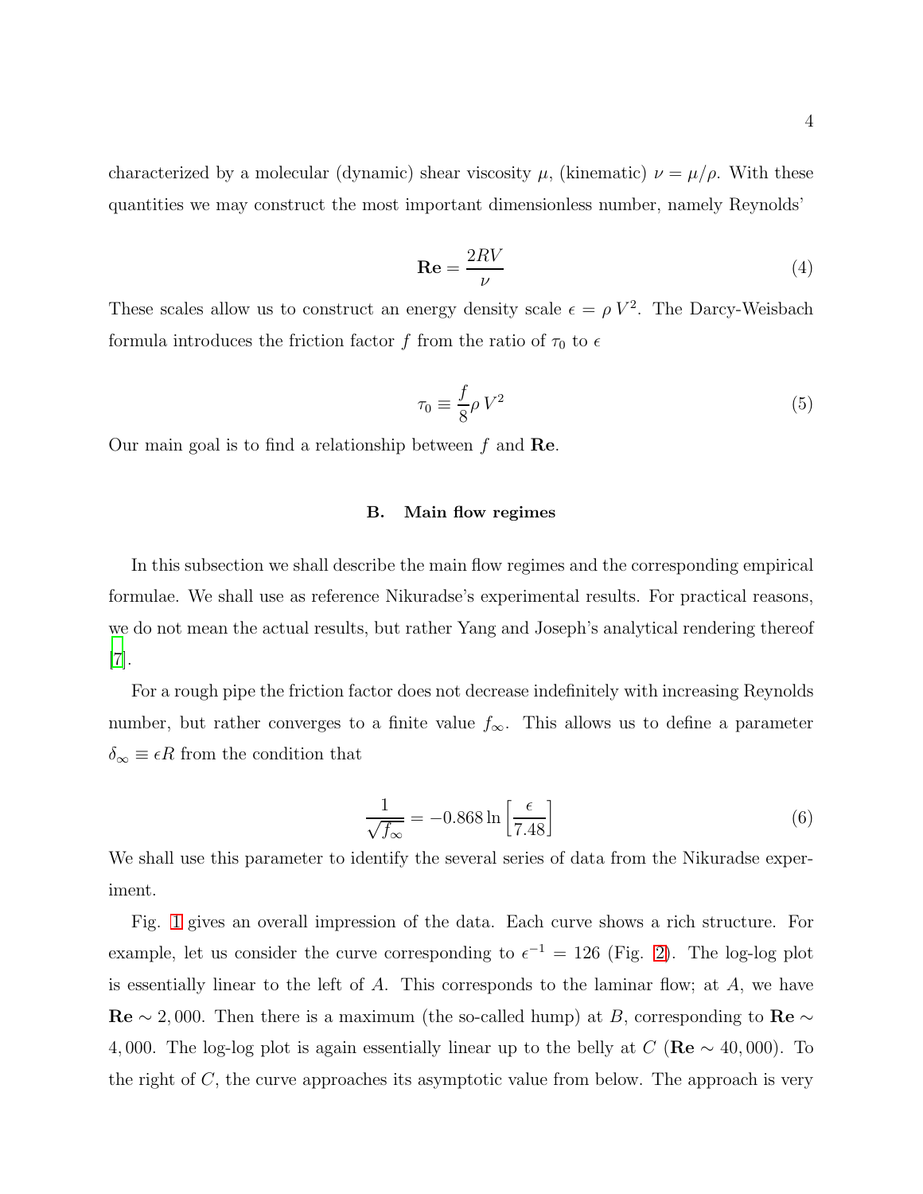characterized by a molecular (dynamic) shear viscosity $\mu$, (kinematic) $\nu = \mu/\rho$. With these quantities we may construct the most important dimensionless number, namely Reynolds'

$$\mathbf{Re} = \frac{2RV}{\nu} \tag{4}$$

These scales allow us to construct an energy density scale $\epsilon = \rho\, V^2$. The Darcy-Weisbach formula introduces the friction factor $f$ from the ratio of $\tau_0$ to $\epsilon$

$$\tau_0 \equiv \frac{f}{8}\rho\, V^2 \tag{5}$$

Our main goal is to find a relationship between $f$ and $\mathbf{Re}$.

### B. Main flow regimes

In this subsection we shall describe the main flow regimes and the corresponding empirical formulae. We shall use as reference Nikuradse's experimental results. For practical reasons, we do not mean the actual results, but rather Yang and Joseph's analytical rendering thereof [7].

For a rough pipe the friction factor does not decrease indefinitely with increasing Reynolds number, but rather converges to a finite value $f_\infty$. This allows us to define a parameter $\delta_\infty \equiv \epsilon R$ from the condition that

$$\frac{1}{\sqrt{f_\infty}} = -0.868 \ln\left[\frac{\epsilon}{7.48}\right] \tag{6}$$

We shall use this parameter to identify the several series of data from the Nikuradse experiment.

Fig. 1 gives an overall impression of the data. Each curve shows a rich structure. For example, let us consider the curve corresponding to $\epsilon^{-1} = 126$ (Fig. 2). The log-log plot is essentially linear to the left of $A$. This corresponds to the laminar flow; at $A$, we have $\mathbf{Re} \sim 2,000$. Then there is a maximum (the so-called hump) at $B$, corresponding to $\mathbf{Re} \sim 4,000$. The log-log plot is again essentially linear up to the belly at $C$ ($\mathbf{Re} \sim 40,000$). To the right of $C$, the curve approaches its asymptotic value from below. The approach is very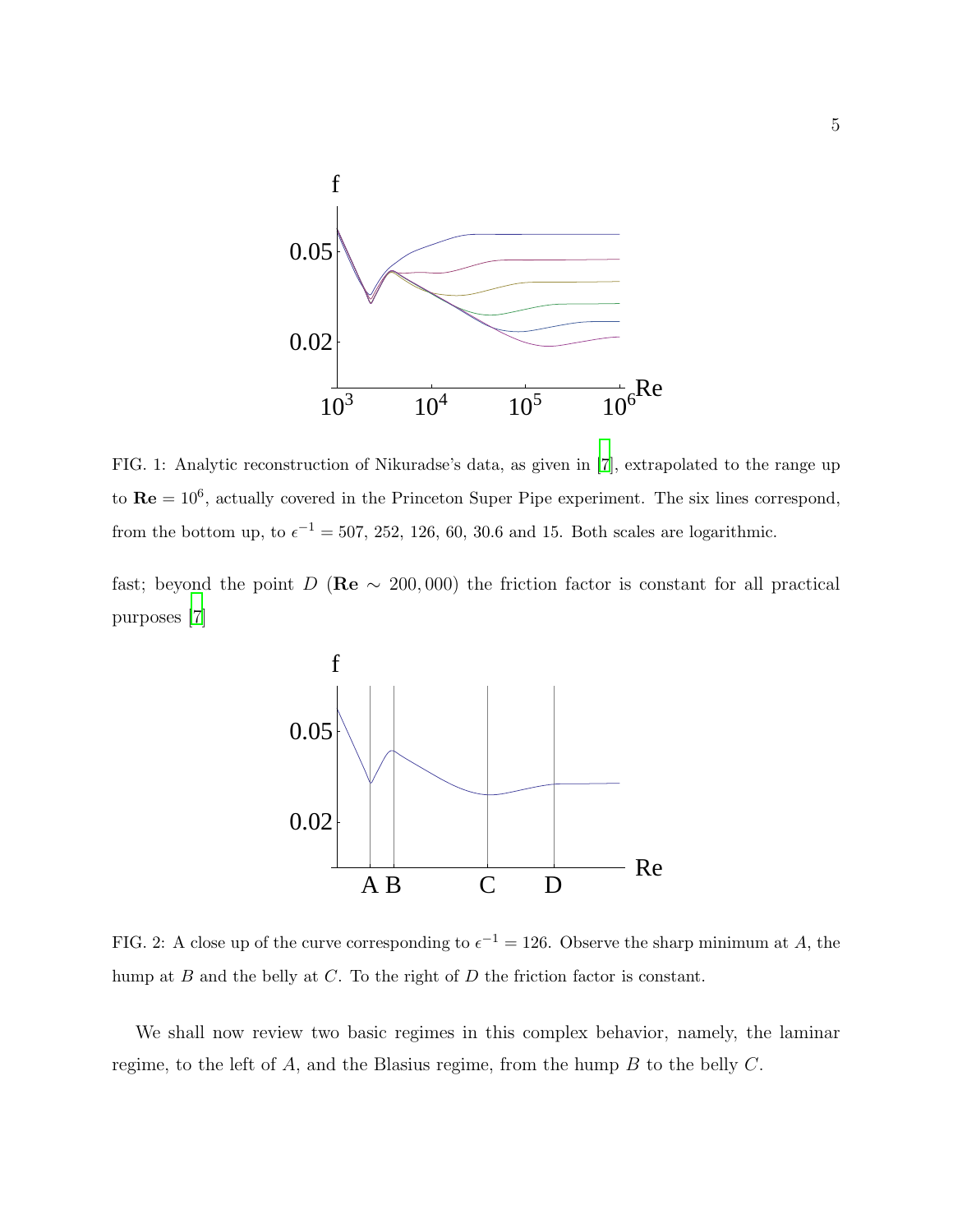FIG. 1: Analytic reconstruction of Nikuradse's data, as given in [7], extrapolated to the range up to $\mathbf{Re} = 10^6$, actually covered in the Princeton Super Pipe experiment. The six lines correspond, from the bottom up, to $\epsilon^{-1} = 507$, 252, 126, 60, 30.6 and 15. Both scales are logarithmic.

fast; beyond the point $D$ ($\mathbf{Re} \sim 200,000$) the friction factor is constant for all practical purposes [7]

FIG. 2: A close up of the curve corresponding to $\epsilon^{-1} = 126$. Observe the sharp minimum at $A$, the hump at $B$ and the belly at $C$. To the right of $D$ the friction factor is constant.

We shall now review two basic regimes in this complex behavior, namely, the laminar regime, to the left of $A$, and the Blasius regime, from the hump $B$ to the belly $C$.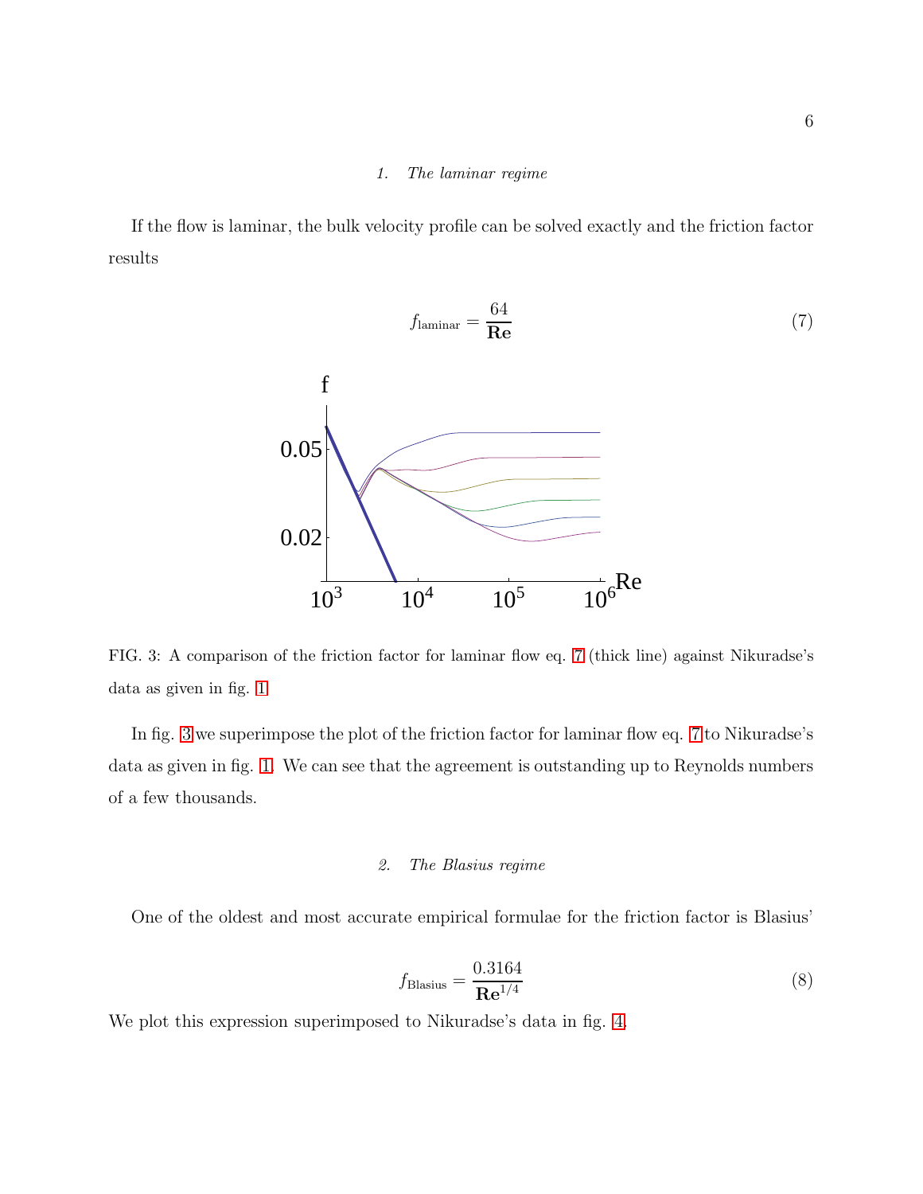### 1. The laminar regime

If the flow is laminar, the bulk velocity profile can be solved exactly and the friction factor results

$$f_{\text{laminar}} = \frac{64}{\mathbf{Re}} \tag{7}$$

FIG. 3: A comparison of the friction factor for laminar flow eq. 7 (thick line) against Nikuradse's data as given in fig. 1

In fig. 3 we superimpose the plot of the friction factor for laminar flow eq. 7 to Nikuradse's data as given in fig. 1. We can see that the agreement is outstanding up to Reynolds numbers of a few thousands.

### 2. The Blasius regime

One of the oldest and most accurate empirical formulae for the friction factor is Blasius'

$$f_{\text{Blasius}} = \frac{0.3164}{\mathbf{Re}^{1/4}} \tag{8}$$

We plot this expression superimposed to Nikuradse's data in fig. 4.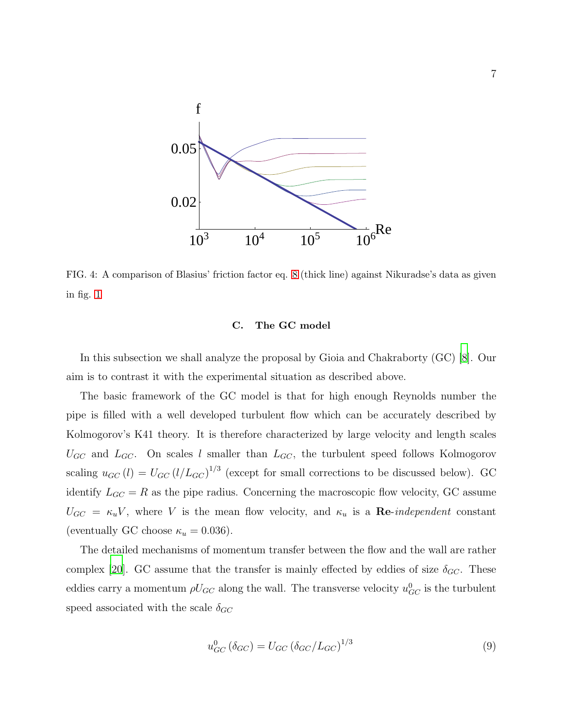FIG. 4: A comparison of Blasius' friction factor eq. 8 (thick line) against Nikuradse's data as given in fig. 1

### C. The GC model

In this subsection we shall analyze the proposal by Gioia and Chakraborty (GC) [8]. Our aim is to contrast it with the experimental situation as described above.

The basic framework of the GC model is that for high enough Reynolds number the pipe is filled with a well developed turbulent flow which can be accurately described by Kolmogorov's K41 theory. It is therefore characterized by large velocity and length scales $U_{GC}$ and $L_{GC}$. On scales $l$ smaller than $L_{GC}$, the turbulent speed follows Kolmogorov scaling $u_{GC}(l) = U_{GC}(l/L_{GC})^{1/3}$ (except for small corrections to be discussed below). GC identify $L_{GC} = R$ as the pipe radius. Concerning the macroscopic flow velocity, GC assume $U_{GC} = \kappa_u V$, where $V$ is the mean flow velocity, and $\kappa_u$ is a **Re**-*independent* constant (eventually GC choose $\kappa_u = 0.036$).

The detailed mechanisms of momentum transfer between the flow and the wall are rather complex [20]. GC assume that the transfer is mainly effected by eddies of size $\delta_{GC}$. These eddies carry a momentum $\rho U_{GC}$ along the wall. The transverse velocity $u^0_{GC}$ is the turbulent speed associated with the scale $\delta_{GC}$

$$u^0_{GC}(\delta_{GC}) = U_{GC}(\delta_{GC}/L_{GC})^{1/3} \tag{9}$$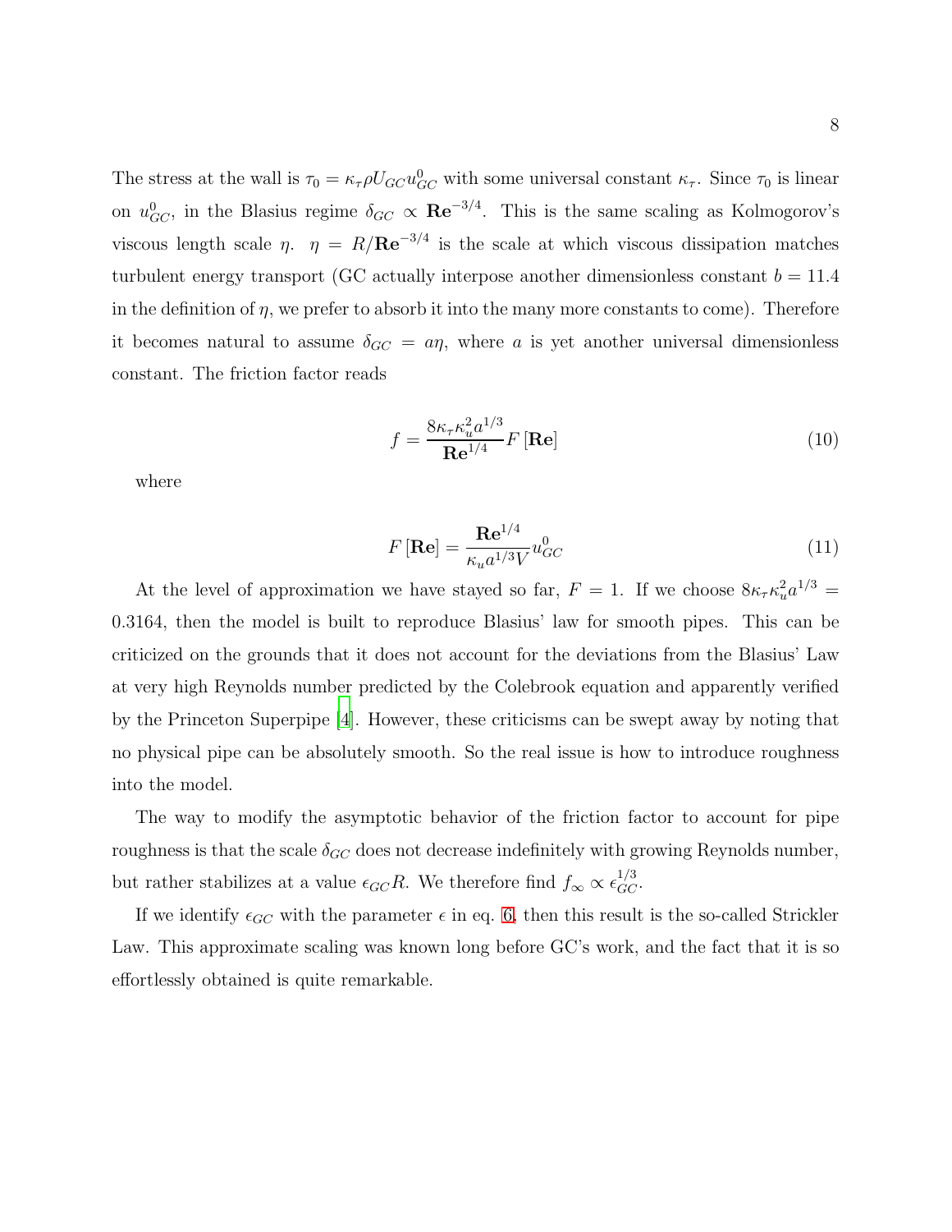The stress at the wall is $\tau_0 = \kappa_\tau \rho U_{GC} u^0_{GC}$ with some universal constant $\kappa_\tau$. Since $\tau_0$ is linear on $u^0_{GC}$, in the Blasius regime $\delta_{GC} \propto \mathbf{Re}^{-3/4}$. This is the same scaling as Kolmogorov's viscous length scale $\eta$. $\eta = R/\mathbf{Re}^{-3/4}$ is the scale at which viscous dissipation matches turbulent energy transport (GC actually interpose another dimensionless constant $b = 11.4$ in the definition of $\eta$, we prefer to absorb it into the many more constants to come). Therefore it becomes natural to assume $\delta_{GC} = a\eta$, where $a$ is yet another universal dimensionless constant. The friction factor reads

$$f = \frac{8\kappa_\tau \kappa_u^2 a^{1/3}}{\mathbf{Re}^{1/4}} F\left[\mathbf{Re}\right] \tag{10}$$

where

$$F\left[\mathbf{Re}\right] = \frac{\mathbf{Re}^{1/4}}{\kappa_u a^{1/3} V} u^0_{GC} \tag{11}$$

At the level of approximation we have stayed so far, $F = 1$. If we choose $8\kappa_\tau \kappa_u^2 a^{1/3} = 0.3164$, then the model is built to reproduce Blasius' law for smooth pipes. This can be criticized on the grounds that it does not account for the deviations from the Blasius' Law at very high Reynolds number predicted by the Colebrook equation and apparently verified by the Princeton Superpipe [4]. However, these criticisms can be swept away by noting that no physical pipe can be absolutely smooth. So the real issue is how to introduce roughness into the model.

The way to modify the asymptotic behavior of the friction factor to account for pipe roughness is that the scale $\delta_{GC}$ does not decrease indefinitely with growing Reynolds number, but rather stabilizes at a value $\epsilon_{GC} R$. We therefore find $f_\infty \propto \epsilon_{GC}^{1/3}$.

If we identify $\epsilon_{GC}$ with the parameter $\epsilon$ in eq. 6, then this result is the so-called Strickler Law. This approximate scaling was known long before GC's work, and the fact that it is so effortlessly obtained is quite remarkable.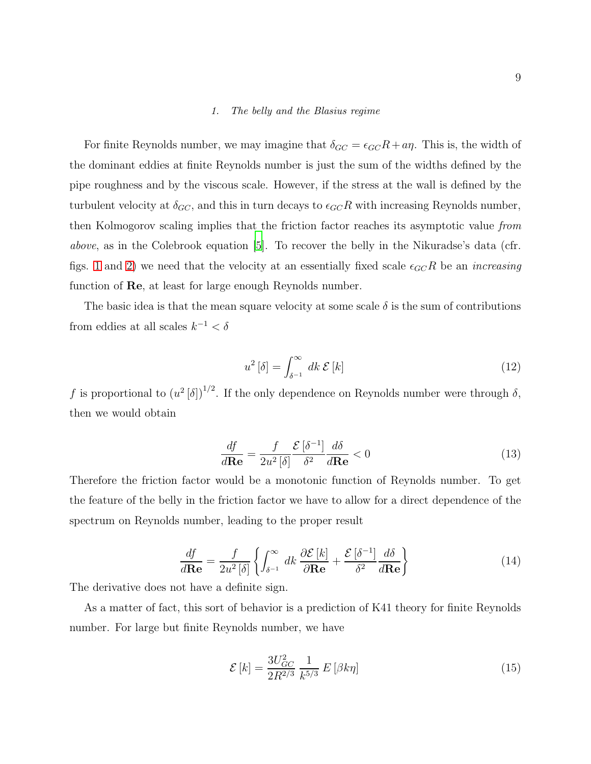### 1. The belly and the Blasius regime

For finite Reynolds number, we may imagine that $\delta_{GC} = \epsilon_{GC} R + a\eta$. This is, the width of the dominant eddies at finite Reynolds number is just the sum of the widths defined by the pipe roughness and by the viscous scale. However, if the stress at the wall is defined by the turbulent velocity at $\delta_{GC}$, and this in turn decays to $\epsilon_{GC} R$ with increasing Reynolds number, then Kolmogorov scaling implies that the friction factor reaches its asymptotic value *from above*, as in the Colebrook equation [5]. To recover the belly in the Nikuradse's data (cfr. figs. 1 and 2) we need that the velocity at an essentially fixed scale $\epsilon_{GC} R$ be an *increasing* function of $\mathbf{Re}$, at least for large enough Reynolds number.

The basic idea is that the mean square velocity at some scale $\delta$ is the sum of contributions from eddies at all scales $k^{-1} < \delta$

$$u^2 [\delta] = \int_{\delta^{-1}}^{\infty} dk \, \mathcal{E} [k] \tag{12}$$

$f$ is proportional to $\left(u^2 [\delta]\right)^{1/2}$. If the only dependence on Reynolds number were through $\delta$, then we would obtain

$$\frac{df}{d\mathbf{Re}} = \frac{f}{2u^2 [\delta]} \frac{\mathcal{E} [\delta^{-1}]}{\delta^2} \frac{d\delta}{d\mathbf{Re}} < 0 \tag{13}$$

Therefore the friction factor would be a monotonic function of Reynolds number. To get the feature of the belly in the friction factor we have to allow for a direct dependence of the spectrum on Reynolds number, leading to the proper result

$$\frac{df}{d\mathbf{Re}} = \frac{f}{2u^2 [\delta]} \left\{ \int_{\delta^{-1}}^{\infty} dk \, \frac{\partial \mathcal{E} [k]}{\partial \mathbf{Re}} + \frac{\mathcal{E} [\delta^{-1}]}{\delta^2} \frac{d\delta}{d\mathbf{Re}} \right\} \tag{14}$$

The derivative does not have a definite sign.

As a matter of fact, this sort of behavior is a prediction of K41 theory for finite Reynolds number. For large but finite Reynolds number, we have

$$\mathcal{E} [k] = \frac{3U_{GC}^2}{2R^{2/3}} \frac{1}{k^{5/3}} E [\beta k \eta] \tag{15}$$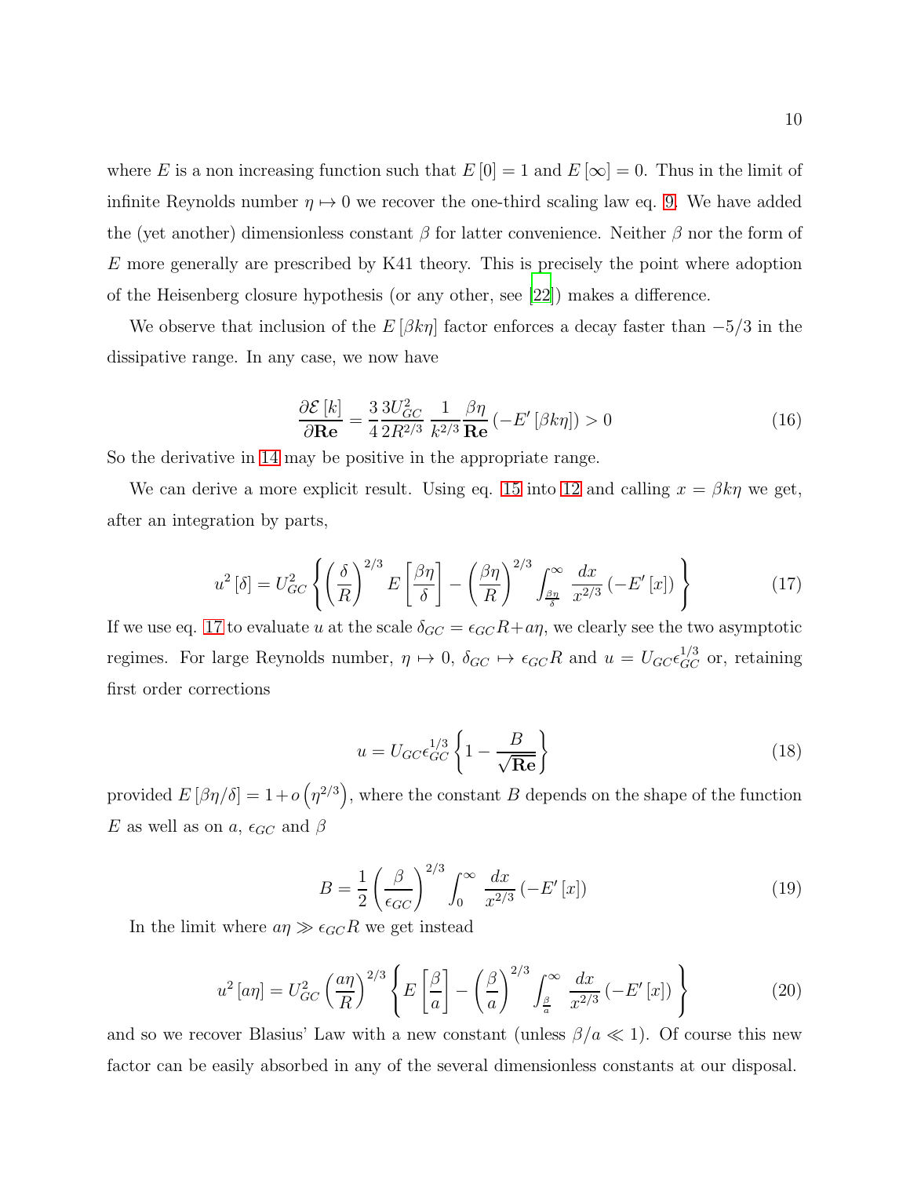where $E$ is a non increasing function such that $E[0] = 1$ and $E[\infty] = 0$. Thus in the limit of infinite Reynolds number $\eta \mapsto 0$ we recover the one-third scaling law eq. 9. We have added the (yet another) dimensionless constant $\beta$ for latter convenience. Neither $\beta$ nor the form of $E$ more generally are prescribed by K41 theory. This is precisely the point where adoption of the Heisenberg closure hypothesis (or any other, see [22]) makes a difference.

We observe that inclusion of the $E[\beta k \eta]$ factor enforces a decay faster than $-5/3$ in the dissipative range. In any case, we now have

$$\frac{\partial \mathcal{E}[k]}{\partial \mathbf{Re}} = \frac{3}{4} \frac{3 U_{GC}^2}{2 R^{2/3}} \frac{1}{k^{2/3}} \frac{\beta \eta}{\mathbf{Re}} \left(-E'[\beta k \eta]\right) > 0 \tag{16}$$

So the derivative in 14 may be positive in the appropriate range.

We can derive a more explicit result. Using eq. 15 into 12 and calling $x = \beta k \eta$ we get, after an integration by parts,

$$u^2[\delta] = U_{GC}^2 \left\{ \left(\frac{\delta}{R}\right)^{2/3} E\left[\frac{\beta \eta}{\delta}\right] - \left(\frac{\beta \eta}{R}\right)^{2/3} \int_{\frac{\beta\eta}{\delta}}^{\infty} \frac{dx}{x^{2/3}} \left(-E'[x]\right) \right\} \tag{17}$$

If we use eq. 17 to evaluate $u$ at the scale $\delta_{GC} = \epsilon_{GC} R + a\eta$, we clearly see the two asymptotic regimes. For large Reynolds number, $\eta \mapsto 0$, $\delta_{GC} \mapsto \epsilon_{GC} R$ and $u = U_{GC} \epsilon_{GC}^{1/3}$ or, retaining first order corrections

$$u = U_{GC} \epsilon_{GC}^{1/3} \left\{ 1 - \frac{B}{\sqrt{\mathbf{Re}}} \right\} \tag{18}$$

provided $E[\beta \eta / \delta] = 1 + o\left(\eta^{2/3}\right)$, where the constant $B$ depends on the shape of the function $E$ as well as on $a$, $\epsilon_{GC}$ and $\beta$

$$B = \frac{1}{2} \left(\frac{\beta}{\epsilon_{GC}}\right)^{2/3} \int_0^{\infty} \frac{dx}{x^{2/3}} \left(-E'[x]\right) \tag{19}$$

In the limit where $a\eta \gg \epsilon_{GC} R$ we get instead

$$u^2[a\eta] = U_{GC}^2 \left(\frac{a\eta}{R}\right)^{2/3} \left\{ E\left[\frac{\beta}{a}\right] - \left(\frac{\beta}{a}\right)^{2/3} \int_{\frac{\beta}{a}}^{\infty} \frac{dx}{x^{2/3}} \left(-E'[x]\right) \right\} \tag{20}$$

and so we recover Blasius' Law with a new constant (unless $\beta / a \ll 1$). Of course this new factor can be easily absorbed in any of the several dimensionless constants at our disposal.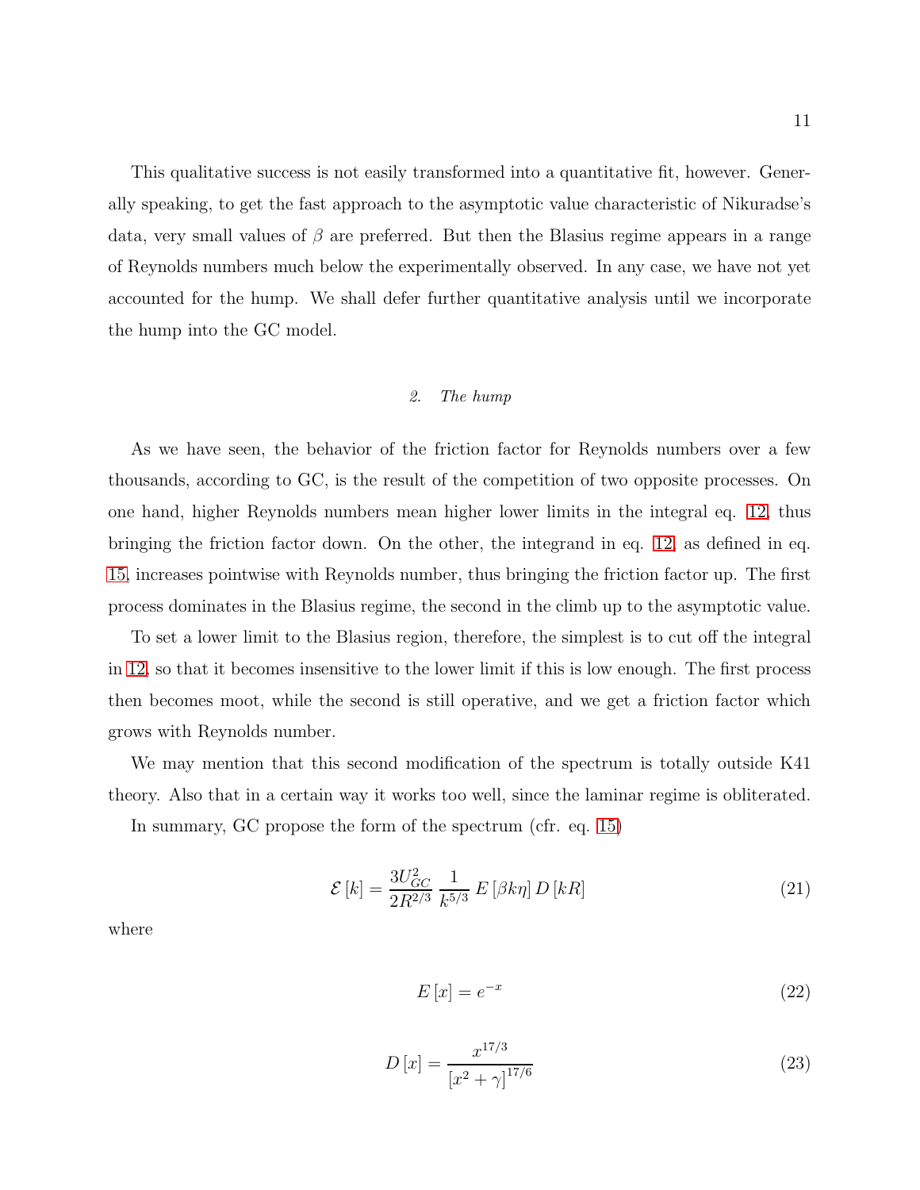This qualitative success is not easily transformed into a quantitative fit, however. Generally speaking, to get the fast approach to the asymptotic value characteristic of Nikuradse's data, very small values of $\beta$ are preferred. But then the Blasius regime appears in a range of Reynolds numbers much below the experimentally observed. In any case, we have not yet accounted for the hump. We shall defer further quantitative analysis until we incorporate the hump into the GC model.

### *2. The hump*

As we have seen, the behavior of the friction factor for Reynolds numbers over a few thousands, according to GC, is the result of the competition of two opposite processes. On one hand, higher Reynolds numbers mean higher lower limits in the integral eq. 12, thus bringing the friction factor down. On the other, the integrand in eq. 12, as defined in eq. 15, increases pointwise with Reynolds number, thus bringing the friction factor up. The first process dominates in the Blasius regime, the second in the climb up to the asymptotic value.

To set a lower limit to the Blasius region, therefore, the simplest is to cut off the integral in 12, so that it becomes insensitive to the lower limit if this is low enough. The first process then becomes moot, while the second is still operative, and we get a friction factor which grows with Reynolds number.

We may mention that this second modification of the spectrum is totally outside K41 theory. Also that in a certain way it works too well, since the laminar regime is obliterated.

In summary, GC propose the form of the spectrum (cfr. eq. 15)

$$\mathcal{E}\left[k\right] = \frac{3U_{GC}^2}{2R^{2/3}}\,\frac{1}{k^{5/3}}\,E\left[\beta k\eta\right]D\left[kR\right] \tag{21}$$

where

$$E\left[x\right] = e^{-x} \tag{22}$$

$$D\left[x\right] = \frac{x^{17/3}}{\left[x^2+\gamma\right]^{17/6}} \tag{23}$$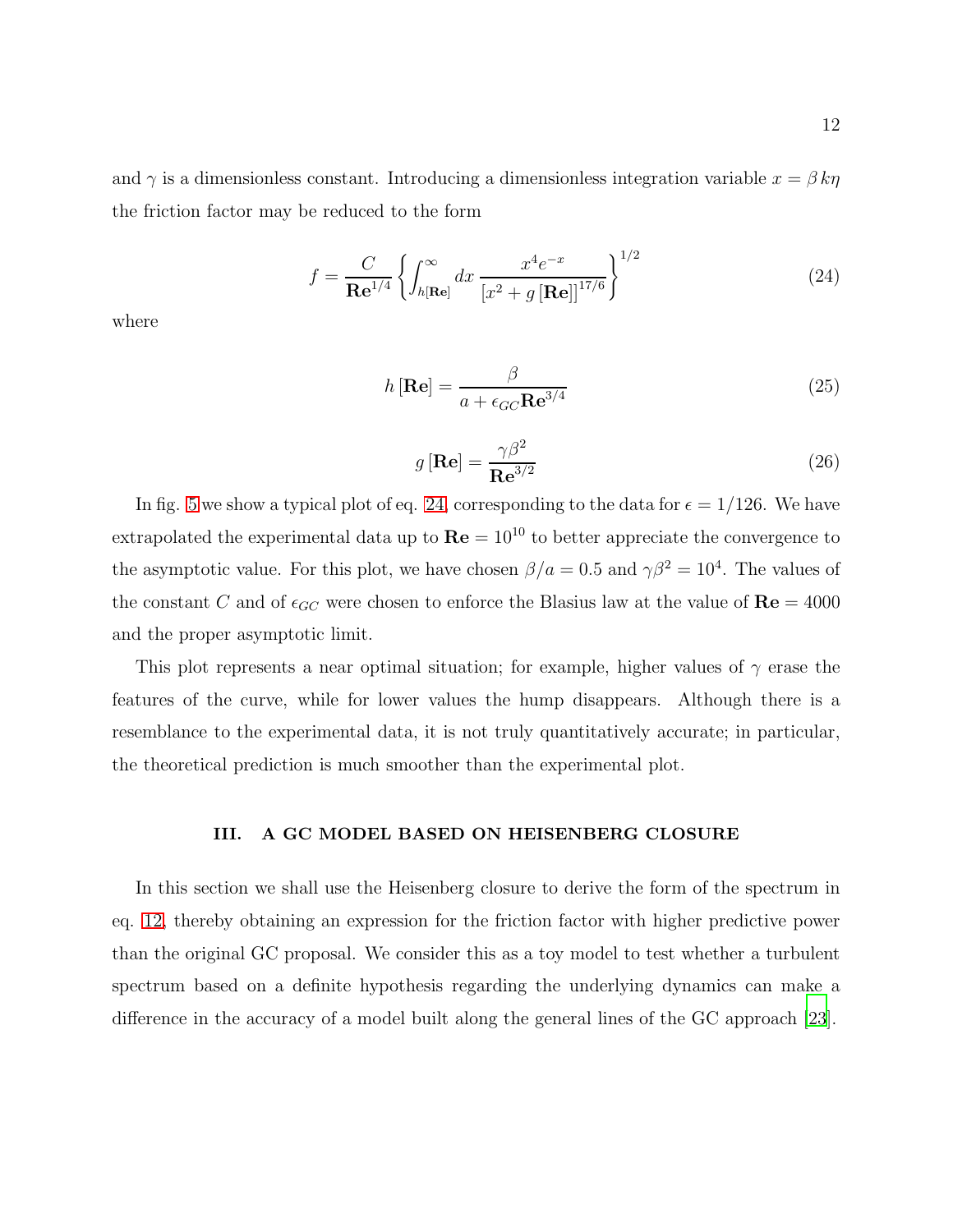and $\gamma$ is a dimensionless constant. Introducing a dimensionless integration variable $x = \beta\, k\eta$ the friction factor may be reduced to the form

$$f = \frac{C}{\mathbf{Re}^{1/4}} \left\{ \int_{h[\mathbf{Re}]}^{\infty} dx\, \frac{x^4 e^{-x}}{\left[x^2 + g\left[\mathbf{Re}\right]\right]^{17/6}} \right\}^{1/2} \tag{24}$$

where

$$h\left[\mathbf{Re}\right] = \frac{\beta}{a + \epsilon_{GC}\mathbf{Re}^{3/4}} \tag{25}$$

$$g\left[\mathbf{Re}\right] = \frac{\gamma\beta^2}{\mathbf{Re}^{3/2}} \tag{26}$$

In fig. 5 we show a typical plot of eq. 24, corresponding to the data for $\epsilon = 1/126$. We have extrapolated the experimental data up to $\mathbf{Re} = 10^{10}$ to better appreciate the convergence to the asymptotic value. For this plot, we have chosen $\beta/a = 0.5$ and $\gamma\beta^2 = 10^4$. The values of the constant $C$ and of $\epsilon_{GC}$ were chosen to enforce the Blasius law at the value of $\mathbf{Re} = 4000$ and the proper asymptotic limit.

This plot represents a near optimal situation; for example, higher values of $\gamma$ erase the features of the curve, while for lower values the hump disappears. Although there is a resemblance to the experimental data, it is not truly quantitatively accurate; in particular, the theoretical prediction is much smoother than the experimental plot.

## III. A GC MODEL BASED ON HEISENBERG CLOSURE

In this section we shall use the Heisenberg closure to derive the form of the spectrum in eq. 12, thereby obtaining an expression for the friction factor with higher predictive power than the original GC proposal. We consider this as a toy model to test whether a turbulent spectrum based on a definite hypothesis regarding the underlying dynamics can make a difference in the accuracy of a model built along the general lines of the GC approach [23].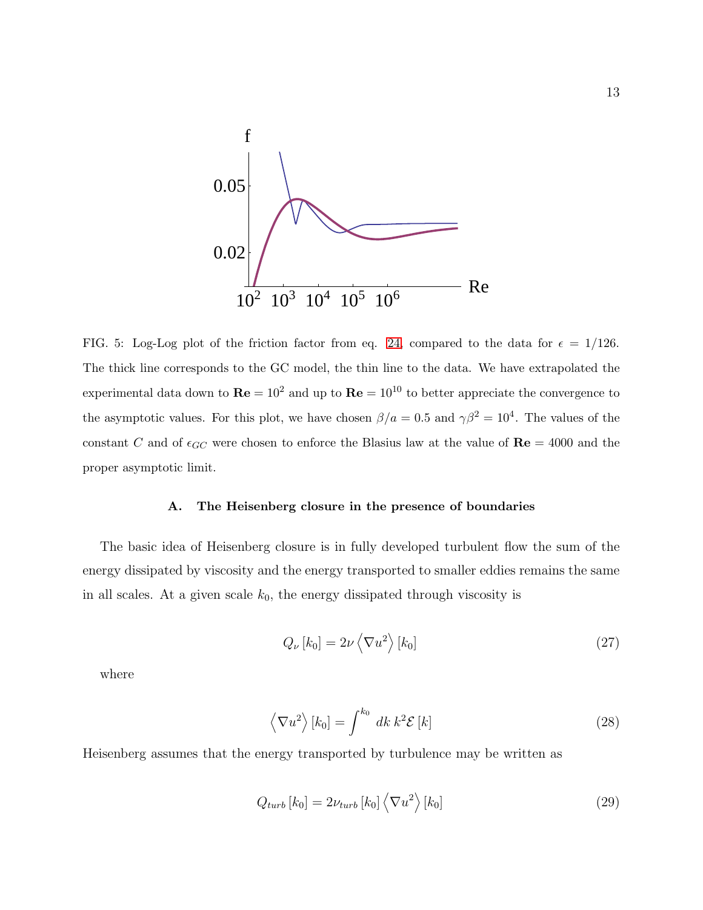FIG. 5: Log-Log plot of the friction factor from eq. 24, compared to the data for $\epsilon = 1/126$. The thick line corresponds to the GC model, the thin line to the data. We have extrapolated the experimental data down to $\mathbf{Re} = 10^2$ and up to $\mathbf{Re} = 10^{10}$ to better appreciate the convergence to the asymptotic values. For this plot, we have chosen $\beta/a = 0.5$ and $\gamma\beta^2 = 10^4$. The values of the constant $C$ and of $\epsilon_{GC}$ were chosen to enforce the Blasius law at the value of $\mathbf{Re} = 4000$ and the proper asymptotic limit.

### A. The Heisenberg closure in the presence of boundaries

The basic idea of Heisenberg closure is in fully developed turbulent flow the sum of the energy dissipated by viscosity and the energy transported to smaller eddies remains the same in all scales. At a given scale $k_0$, the energy dissipated through viscosity is

$$Q_\nu [k_0] = 2\nu \left\langle \nabla u^2 \right\rangle [k_0] \tag{27}$$

where

$$\left\langle \nabla u^2 \right\rangle [k_0] = \int^{k_0} dk\, k^2 \mathcal{E}[k] \tag{28}$$

Heisenberg assumes that the energy transported by turbulence may be written as

$$Q_{turb} [k_0] = 2\nu_{turb} [k_0] \left\langle \nabla u^2 \right\rangle [k_0] \tag{29}$$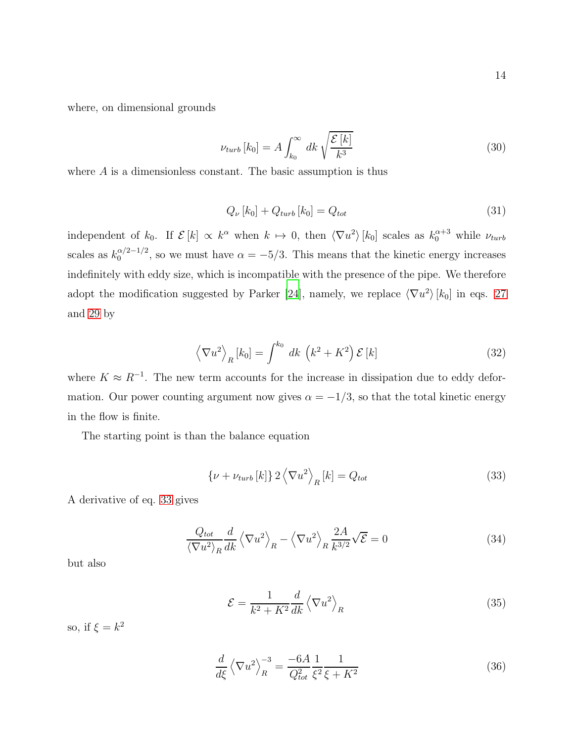where, on dimensional grounds

$$\nu_{turb}\left[k_0\right] = A \int_{k_0}^{\infty} dk \sqrt{\frac{\mathcal{E}\left[k\right]}{k^3}} \tag{30}$$

where $A$ is a dimensionless constant. The basic assumption is thus

$$Q_{\nu}\left[k_0\right] + Q_{turb}\left[k_0\right] = Q_{tot} \tag{31}$$

independent of $k_0$. If $\mathcal{E}\left[k\right] \propto k^{\alpha}$ when $k \mapsto 0$, then $\left\langle \nabla u^2 \right\rangle \left[k_0\right]$ scales as $k_0^{\alpha+3}$ while $\nu_{turb}$ scales as $k_0^{\alpha/2-1/2}$, so we must have $\alpha = -5/3$. This means that the kinetic energy increases indefinitely with eddy size, which is incompatible with the presence of the pipe. We therefore adopt the modification suggested by Parker [24], namely, we replace $\left\langle \nabla u^2 \right\rangle \left[k_0\right]$ in eqs. 27 and 29 by

$$\left\langle \nabla u^2 \right\rangle_R \left[k_0\right] = \int^{k_0} dk \, \left(k^2 + K^2\right) \mathcal{E}\left[k\right] \tag{32}$$

where $K \approx R^{-1}$. The new term accounts for the increase in dissipation due to eddy deformation. Our power counting argument now gives $\alpha = -1/3$, so that the total kinetic energy in the flow is finite.

The starting point is than the balance equation

$$\left\{\nu + \nu_{turb}\left[k\right]\right\} 2 \left\langle \nabla u^2 \right\rangle_R \left[k\right] = Q_{tot} \tag{33}$$

A derivative of eq. 33 gives

$$\frac{Q_{tot}}{\left\langle \nabla u^2 \right\rangle_R} \frac{d}{dk} \left\langle \nabla u^2 \right\rangle_R - \left\langle \nabla u^2 \right\rangle_R \frac{2A}{k^{3/2}} \sqrt{\mathcal{E}} = 0 \tag{34}$$

but also

$$\mathcal{E} = \frac{1}{k^2 + K^2} \frac{d}{dk} \left\langle \nabla u^2 \right\rangle_R \tag{35}$$

so, if $\xi = k^2$

$$\frac{d}{d\xi} \left\langle \nabla u^2 \right\rangle_R^{-3} = \frac{-6A}{Q_{tot}^2} \frac{1}{\xi^2} \frac{1}{\xi + K^2} \tag{36}$$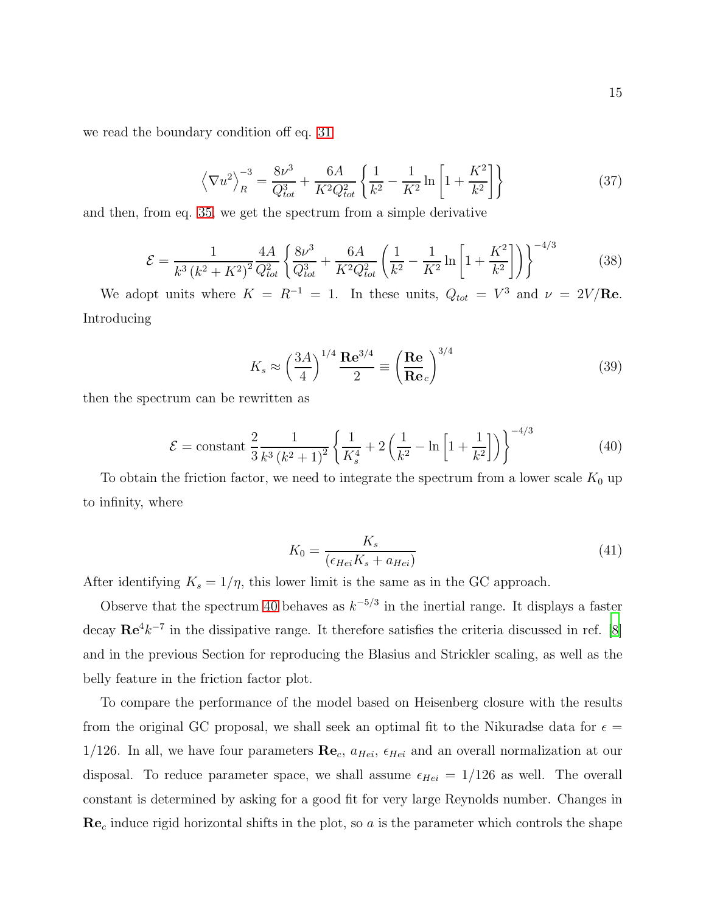we read the boundary condition off eq. 31

$$\left\langle \nabla u^2 \right\rangle_R^{-3} = \frac{8\nu^3}{Q_{tot}^3} + \frac{6A}{K^2 Q_{tot}^2}\left\{\frac{1}{k^2} - \frac{1}{K^2}\ln\left[1 + \frac{K^2}{k^2}\right]\right\} \tag{37}$$

and then, from eq. 35, we get the spectrum from a simple derivative

$$\mathcal{E} = \frac{1}{k^3\left(k^2 + K^2\right)^2}\frac{4A}{Q_{tot}^2}\left\{\frac{8\nu^3}{Q_{tot}^3} + \frac{6A}{K^2 Q_{tot}^2}\left(\frac{1}{k^2} - \frac{1}{K^2}\ln\left[1 + \frac{K^2}{k^2}\right]\right)\right\}^{-4/3} \tag{38}$$

We adopt units where $K = R^{-1} = 1$. In these units, $Q_{tot} = V^3$ and $\nu = 2V/\mathbf{Re}$. Introducing

$$K_s \approx \left(\frac{3A}{4}\right)^{1/4}\frac{\mathbf{Re}^{3/4}}{2} \equiv \left(\frac{\mathbf{Re}}{\mathbf{Re}_c}\right)^{3/4} \tag{39}$$

then the spectrum can be rewritten as

$$\mathcal{E} = \text{constant}\ \frac{2}{3}\frac{1}{k^3\left(k^2 + 1\right)^2}\left\{\frac{1}{K_s^4} + 2\left(\frac{1}{k^2} - \ln\left[1 + \frac{1}{k^2}\right]\right)\right\}^{-4/3} \tag{40}$$

To obtain the friction factor, we need to integrate the spectrum from a lower scale $K_0$ up to infinity, where

$$K_0 = \frac{K_s}{\left(\epsilon_{Hei}K_s + a_{Hei}\right)} \tag{41}$$

After identifying $K_s = 1/\eta$, this lower limit is the same as in the GC approach.

Observe that the spectrum 40 behaves as $k^{-5/3}$ in the inertial range. It displays a faster decay $\mathbf{Re}^4 k^{-7}$ in the dissipative range. It therefore satisfies the criteria discussed in ref. [8] and in the previous Section for reproducing the Blasius and Strickler scaling, as well as the belly feature in the friction factor plot.

To compare the performance of the model based on Heisenberg closure with the results from the original GC proposal, we shall seek an optimal fit to the Nikuradse data for $\epsilon = 1/126$. In all, we have four parameters $\mathbf{Re}_c$, $a_{Hei}$, $\epsilon_{Hei}$ and an overall normalization at our disposal. To reduce parameter space, we shall assume $\epsilon_{Hei} = 1/126$ as well. The overall constant is determined by asking for a good fit for very large Reynolds number. Changes in $\mathbf{Re}_c$ induce rigid horizontal shifts in the plot, so $a$ is the parameter which controls the shape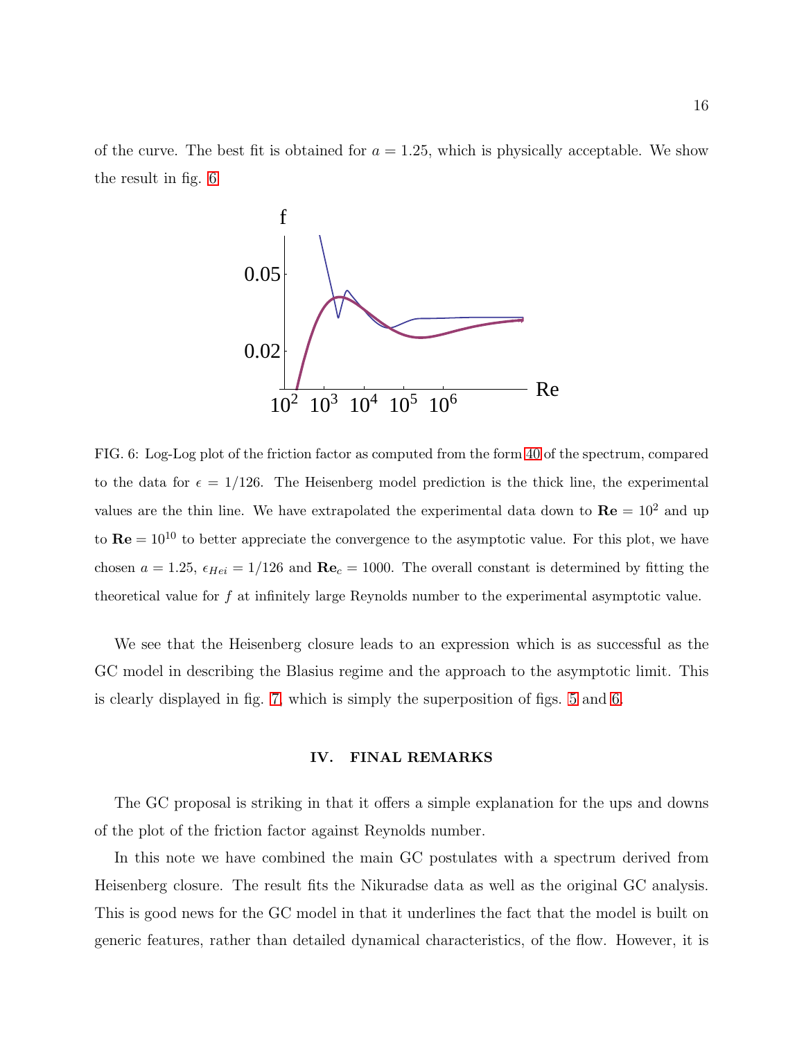of the curve. The best fit is obtained for $a = 1.25$, which is physically acceptable. We show the result in fig. 6

FIG. 6: Log-Log plot of the friction factor as computed from the form 40 of the spectrum, compared to the data for $\epsilon = 1/126$. The Heisenberg model prediction is the thick line, the experimental values are the thin line. We have extrapolated the experimental data down to $\mathbf{Re} = 10^2$ and up to $\mathbf{Re} = 10^{10}$ to better appreciate the convergence to the asymptotic value. For this plot, we have chosen $a = 1.25$, $\epsilon_{Hei} = 1/126$ and $\mathbf{Re}_c = 1000$. The overall constant is determined by fitting the theoretical value for $f$ at infinitely large Reynolds number to the experimental asymptotic value.

We see that the Heisenberg closure leads to an expression which is as successful as the GC model in describing the Blasius regime and the approach to the asymptotic limit. This is clearly displayed in fig. 7, which is simply the superposition of figs. 5 and 6.

## IV. FINAL REMARKS

The GC proposal is striking in that it offers a simple explanation for the ups and downs of the plot of the friction factor against Reynolds number.

In this note we have combined the main GC postulates with a spectrum derived from Heisenberg closure. The result fits the Nikuradse data as well as the original GC analysis. This is good news for the GC model in that it underlines the fact that the model is built on generic features, rather than detailed dynamical characteristics, of the flow. However, it is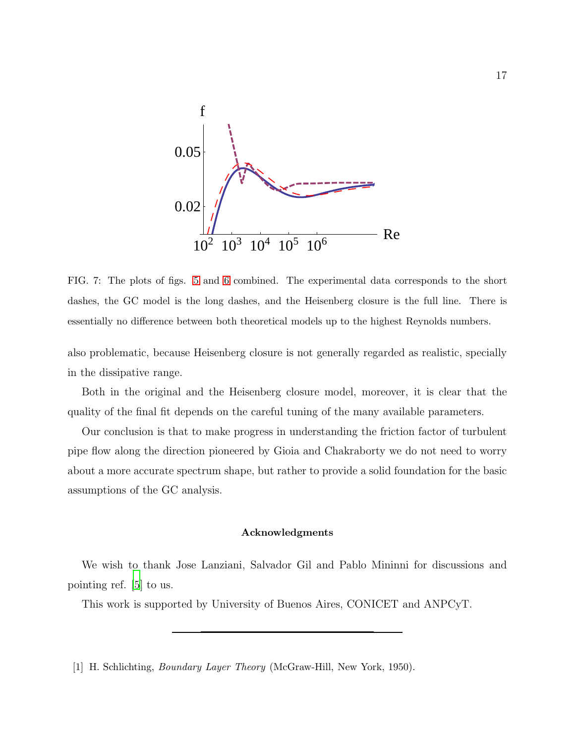FIG. 7: The plots of figs. 5 and 6 combined. The experimental data corresponds to the short dashes, the GC model is the long dashes, and the Heisenberg closure is the full line. There is essentially no difference between both theoretical models up to the highest Reynolds numbers.

also problematic, because Heisenberg closure is not generally regarded as realistic, specially in the dissipative range.

Both in the original and the Heisenberg closure model, moreover, it is clear that the quality of the final fit depends on the careful tuning of the many available parameters.

Our conclusion is that to make progress in understanding the friction factor of turbulent pipe flow along the direction pioneered by Gioia and Chakraborty we do not need to worry about a more accurate spectrum shape, but rather to provide a solid foundation for the basic assumptions of the GC analysis.

### Acknowledgments

We wish to thank Jose Lanziani, Salvador Gil and Pablo Mininni for discussions and pointing ref. [5] to us.

This work is supported by University of Buenos Aires, CONICET and ANPCyT.

---

[1] H. Schlichting, *Boundary Layer Theory* (McGraw-Hill, New York, 1950).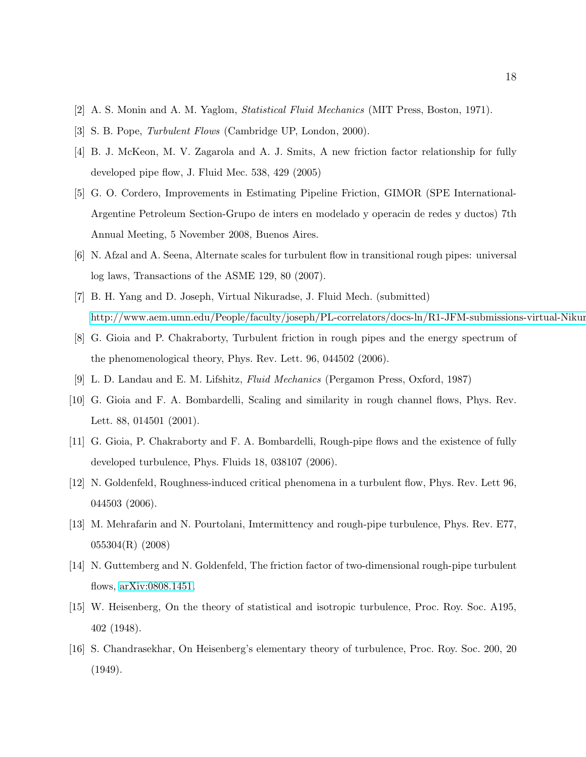[2] A. S. Monin and A. M. Yaglom, *Statistical Fluid Mechanics* (MIT Press, Boston, 1971).

[3] S. B. Pope, *Turbulent Flows* (Cambridge UP, London, 2000).

[4] B. J. McKeon, M. V. Zagarola and A. J. Smits, A new friction factor relationship for fully developed pipe flow, J. Fluid Mec. 538, 429 (2005)

[5] G. O. Cordero, Improvements in Estimating Pipeline Friction, GIMOR (SPE International-Argentine Petroleum Section-Grupo de inters en modelado y operacin de redes y ductos) 7th Annual Meeting, 5 November 2008, Buenos Aires.

[6] N. Afzal and A. Seena, Alternate scales for turbulent flow in transitional rough pipes: universal log laws, Transactions of the ASME 129, 80 (2007).

[7] B. H. Yang and D. Joseph, Virtual Nikuradse, J. Fluid Mech. (submitted) http://www.aem.umn.edu/People/faculty/joseph/PL-correlators/docs-ln/R1-JFM-submissions-virtual-Nikur

[8] G. Gioia and P. Chakraborty, Turbulent friction in rough pipes and the energy spectrum of the phenomenological theory, Phys. Rev. Lett. 96, 044502 (2006).

[9] L. D. Landau and E. M. Lifshitz, *Fluid Mechanics* (Pergamon Press, Oxford, 1987)

[10] G. Gioia and F. A. Bombardelli, Scaling and similarity in rough channel flows, Phys. Rev. Lett. 88, 014501 (2001).

[11] G. Gioia, P. Chakraborty and F. A. Bombardelli, Rough-pipe flows and the existence of fully developed turbulence, Phys. Fluids 18, 038107 (2006).

[12] N. Goldenfeld, Roughness-induced critical phenomena in a turbulent flow, Phys. Rev. Lett 96, 044503 (2006).

[13] M. Mehrafarin and N. Pourtolani, Imtermittency and rough-pipe turbulence, Phys. Rev. E77, 055304(R) (2008)

[14] N. Guttemberg and N. Goldenfeld, The friction factor of two-dimensional rough-pipe turbulent flows, arXiv:0808.1451.

[15] W. Heisenberg, On the theory of statistical and isotropic turbulence, Proc. Roy. Soc. A195, 402 (1948).

[16] S. Chandrasekhar, On Heisenberg's elementary theory of turbulence, Proc. Roy. Soc. 200, 20 (1949).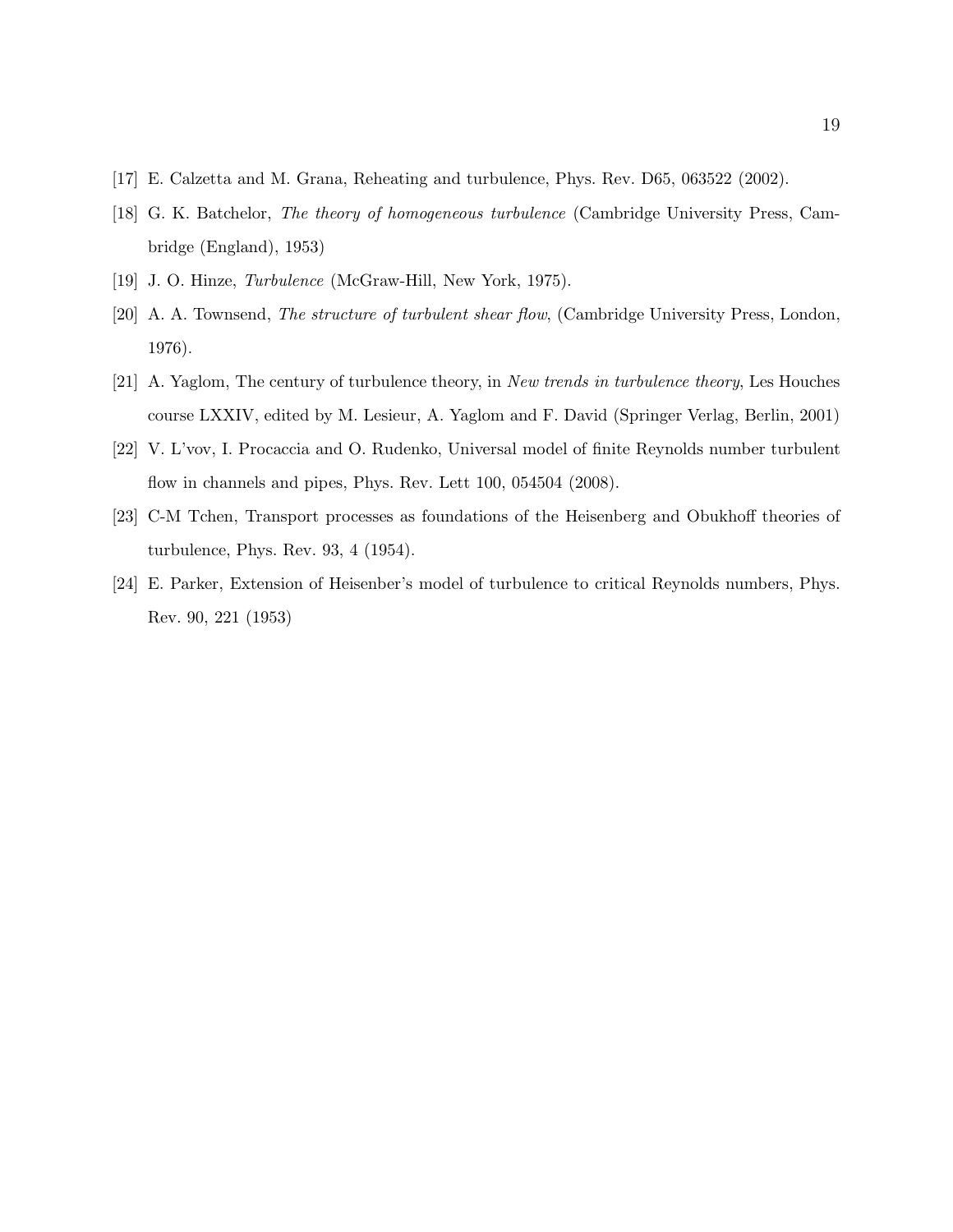[17] E. Calzetta and M. Grana, Reheating and turbulence, Phys. Rev. D65, 063522 (2002).

[18] G. K. Batchelor, *The theory of homogeneous turbulence* (Cambridge University Press, Cambridge (England), 1953)

[19] J. O. Hinze, *Turbulence* (McGraw-Hill, New York, 1975).

[20] A. A. Townsend, *The structure of turbulent shear flow*, (Cambridge University Press, London, 1976).

[21] A. Yaglom, The century of turbulence theory, in *New trends in turbulence theory*, Les Houches course LXXIV, edited by M. Lesieur, A. Yaglom and F. David (Springer Verlag, Berlin, 2001)

[22] V. L'vov, I. Procaccia and O. Rudenko, Universal model of finite Reynolds number turbulent flow in channels and pipes, Phys. Rev. Lett 100, 054504 (2008).

[23] C-M Tchen, Transport processes as foundations of the Heisenberg and Obukhoff theories of turbulence, Phys. Rev. 93, 4 (1954).

[24] E. Parker, Extension of Heisenber's model of turbulence to critical Reynolds numbers, Phys. Rev. 90, 221 (1953)